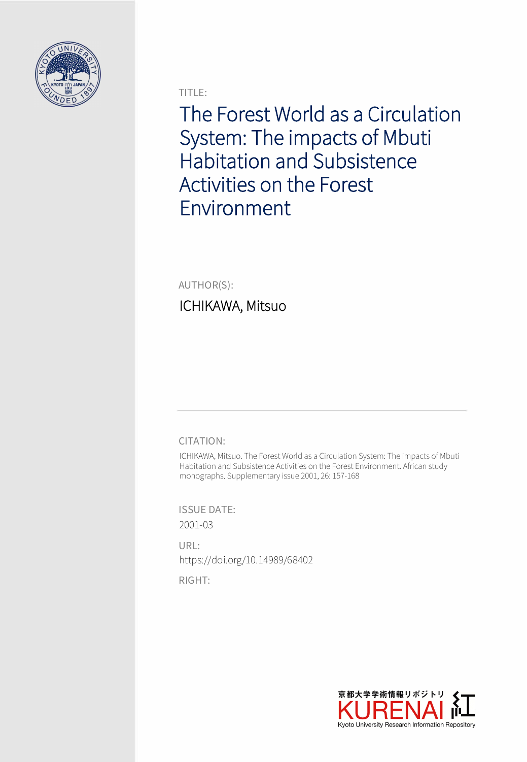TITLE:

# The Forest World as a Circulation System: The impacts of Mbuti Habitation and Subsistence Activities on the Forest Environment

AUTHOR(S):

ICHIKAWA, Mitsuo

CITATION:

ICHIKAWA, Mitsuo. The Forest World as a Circulation System: The impacts of Mbuti Habitation and Subsistence Activities on the Forest Environment. African study monographs. Supplementary issue 2001, 26: 157-168

ISSUE DATE:

2001-03

URL:

https://doi.org/10.14989/68402

RIGHT:

京都大学学術情報リポジトリ KURENAI 紅

Kyoto University Research Information Repository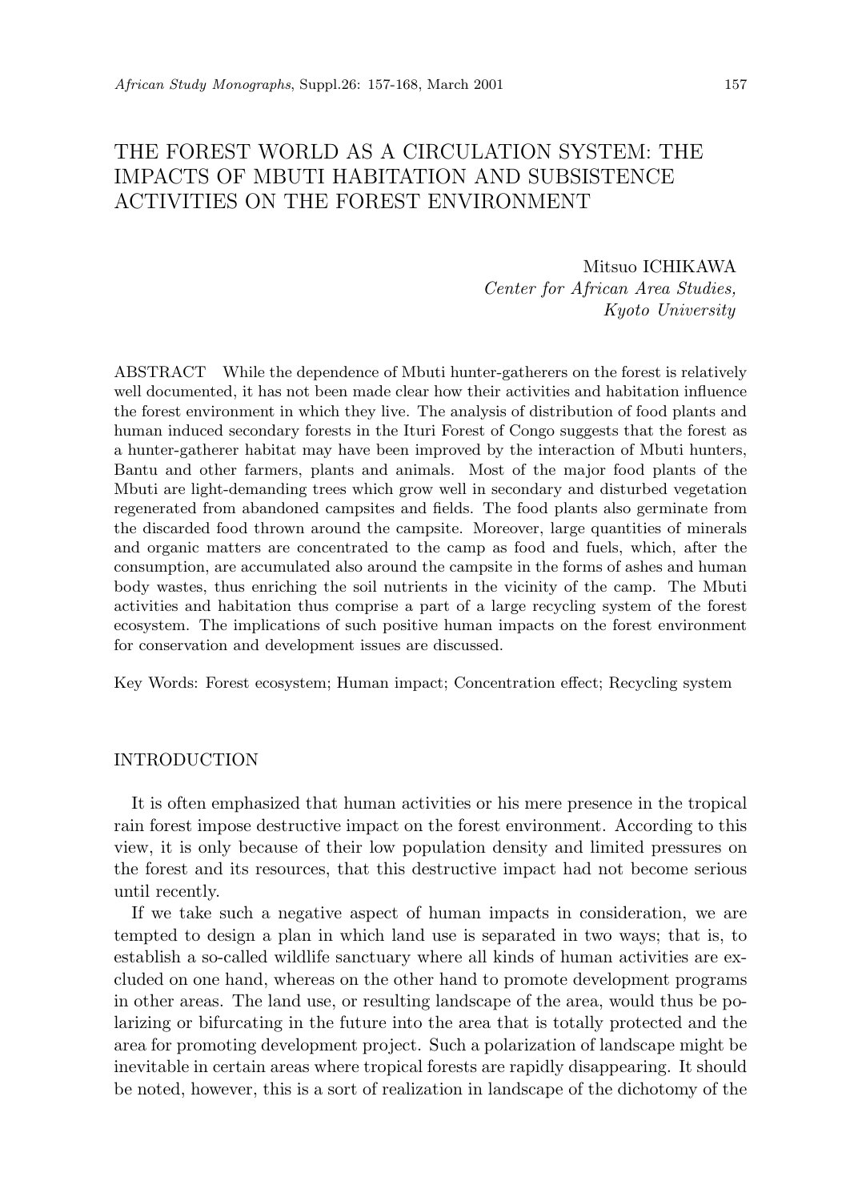# THE FOREST WORLD AS A CIRCULATION SYSTEM: THE IMPACTS OF MBUTI HABITATION AND SUBSISTENCE ACTIVITIES ON THE FOREST ENVIRONMENT

Mitsuo ICHIKAWA
*Center for African Area Studies, Kyoto University*

ABSTRACT While the dependence of Mbuti hunter-gatherers on the forest is relatively well documented, it has not been made clear how their activities and habitation influence the forest environment in which they live. The analysis of distribution of food plants and human induced secondary forests in the Ituri Forest of Congo suggests that the forest as a hunter-gatherer habitat may have been improved by the interaction of Mbuti hunters, Bantu and other farmers, plants and animals. Most of the major food plants of the Mbuti are light-demanding trees which grow well in secondary and disturbed vegetation regenerated from abandoned campsites and fields. The food plants also germinate from the discarded food thrown around the campsite. Moreover, large quantities of minerals and organic matters are concentrated to the camp as food and fuels, which, after the consumption, are accumulated also around the campsite in the forms of ashes and human body wastes, thus enriching the soil nutrients in the vicinity of the camp. The Mbuti activities and habitation thus comprise a part of a large recycling system of the forest ecosystem. The implications of such positive human impacts on the forest environment for conservation and development issues are discussed.

Key Words: Forest ecosystem; Human impact; Concentration effect; Recycling system

## INTRODUCTION

It is often emphasized that human activities or his mere presence in the tropical rain forest impose destructive impact on the forest environment. According to this view, it is only because of their low population density and limited pressures on the forest and its resources, that this destructive impact had not become serious until recently.

If we take such a negative aspect of human impacts in consideration, we are tempted to design a plan in which land use is separated in two ways; that is, to establish a so-called wildlife sanctuary where all kinds of human activities are excluded on one hand, whereas on the other hand to promote development programs in other areas. The land use, or resulting landscape of the area, would thus be polarizing or bifurcating in the future into the area that is totally protected and the area for promoting development project. Such a polarization of landscape might be inevitable in certain areas where tropical forests are rapidly disappearing. It should be noted, however, this is a sort of realization in landscape of the dichotomy of the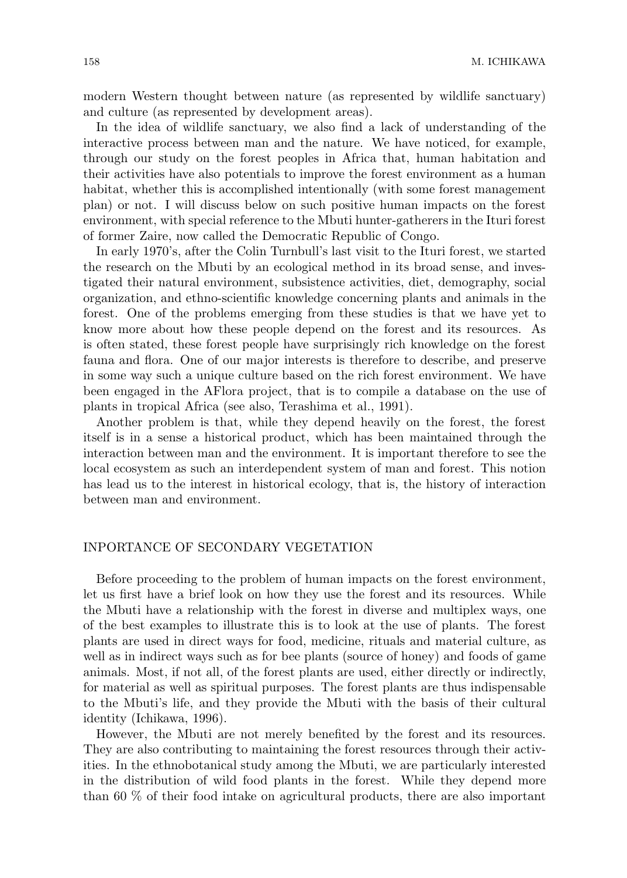modern Western thought between nature (as represented by wildlife sanctuary) and culture (as represented by development areas).

In the idea of wildlife sanctuary, we also find a lack of understanding of the interactive process between man and the nature. We have noticed, for example, through our study on the forest peoples in Africa that, human habitation and their activities have also potentials to improve the forest environment as a human habitat, whether this is accomplished intentionally (with some forest management plan) or not. I will discuss below on such positive human impacts on the forest environment, with special reference to the Mbuti hunter-gatherers in the Ituri forest of former Zaire, now called the Democratic Republic of Congo.

In early 1970's, after the Colin Turnbull's last visit to the Ituri forest, we started the research on the Mbuti by an ecological method in its broad sense, and investigated their natural environment, subsistence activities, diet, demography, social organization, and ethno-scientific knowledge concerning plants and animals in the forest. One of the problems emerging from these studies is that we have yet to know more about how these people depend on the forest and its resources. As is often stated, these forest people have surprisingly rich knowledge on the forest fauna and flora. One of our major interests is therefore to describe, and preserve in some way such a unique culture based on the rich forest environment. We have been engaged in the AFlora project, that is to compile a database on the use of plants in tropical Africa (see also, Terashima et al., 1991).

Another problem is that, while they depend heavily on the forest, the forest itself is in a sense a historical product, which has been maintained through the interaction between man and the environment. It is important therefore to see the local ecosystem as such an interdependent system of man and forest. This notion has lead us to the interest in historical ecology, that is, the history of interaction between man and environment.

## INPORTANCE OF SECONDARY VEGETATION

Before proceeding to the problem of human impacts on the forest environment, let us first have a brief look on how they use the forest and its resources. While the Mbuti have a relationship with the forest in diverse and multiplex ways, one of the best examples to illustrate this is to look at the use of plants. The forest plants are used in direct ways for food, medicine, rituals and material culture, as well as in indirect ways such as for bee plants (source of honey) and foods of game animals. Most, if not all, of the forest plants are used, either directly or indirectly, for material as well as spiritual purposes. The forest plants are thus indispensable to the Mbuti's life, and they provide the Mbuti with the basis of their cultural identity (Ichikawa, 1996).

However, the Mbuti are not merely benefited by the forest and its resources. They are also contributing to maintaining the forest resources through their activities. In the ethnobotanical study among the Mbuti, we are particularly interested in the distribution of wild food plants in the forest. While they depend more than 60 % of their food intake on agricultural products, there are also important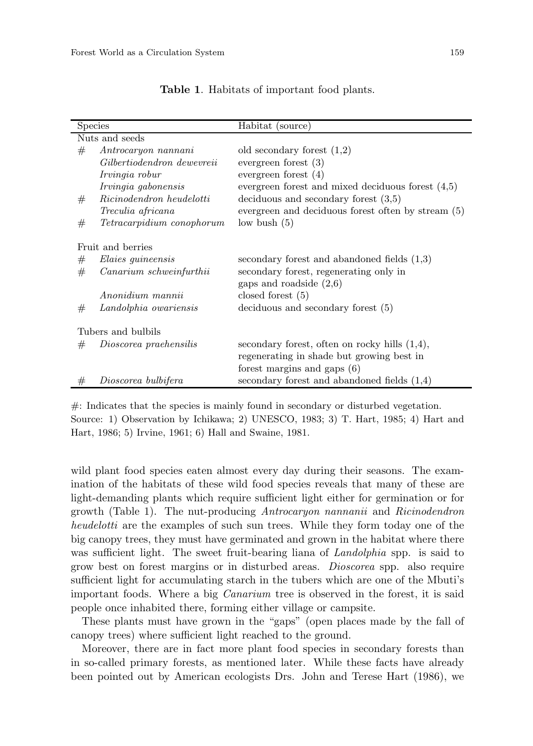**Table 1**. Habitats of important food plants.

| | Species | Habitat (source) |
|---|---|---|
| Nuts and seeds | | |
| # | *Antrocaryon nannani* | old secondary forest (1,2) |
| | *Gilbertiodendron dewevreii* | evergreen forest (3) |
| | *Irvingia robur* | evergreen forest (4) |
| | *Irvingia gabonensis* | evergreen forest and mixed deciduous forest (4,5) |
| # | *Ricinodendron heudelotti* | deciduous and secondary forest (3,5) |
| | *Treculia africana* | evergreen and deciduous forest often by stream (5) |
| # | *Tetracarpidium conophorum* | low bush (5) |
| Fruit and berries | | |
| # | *Elaies guineensis* | secondary forest and abandoned fields (1,3) |
| # | *Canarium schweinfurthii* | secondary forest, regenerating only in gaps and roadside (2,6) |
| | *Anonidium mannii* | closed forest (5) |
| # | *Landolphia owariensis* | deciduous and secondary forest (5) |
| Tubers and bulbils | | |
| # | *Dioscorea praehensilis* | secondary forest, often on rocky hills (1,4), regenerating in shade but growing best in forest margins and gaps (6) |
| # | *Dioscorea bulbifera* | secondary forest and abandoned fields (1,4) |

#: Indicates that the species is mainly found in secondary or disturbed vegetation.
Source: 1) Observation by Ichikawa; 2) UNESCO, 1983; 3) T. Hart, 1985; 4) Hart and Hart, 1986; 5) Irvine, 1961; 6) Hall and Swaine, 1981.

wild plant food species eaten almost every day during their seasons. The examination of the habitats of these wild food species reveals that many of these are light-demanding plants which require sufficient light either for germination or for growth (Table 1). The nut-producing *Antrocaryon nannanii* and *Ricinodendron heudelotti* are the examples of such sun trees. While they form today one of the big canopy trees, they must have germinated and grown in the habitat where there was sufficient light. The sweet fruit-bearing liana of *Landolphia* spp. is said to grow best on forest margins or in disturbed areas. *Dioscorea* spp. also require sufficient light for accumulating starch in the tubers which are one of the Mbuti's important foods. Where a big *Canarium* tree is observed in the forest, it is said people once inhabited there, forming either village or campsite.

These plants must have grown in the "gaps" (open places made by the fall of canopy trees) where sufficient light reached to the ground.

Moreover, there are in fact more plant food species in secondary forests than in so-called primary forests, as mentioned later. While these facts have already been pointed out by American ecologists Drs. John and Terese Hart (1986), we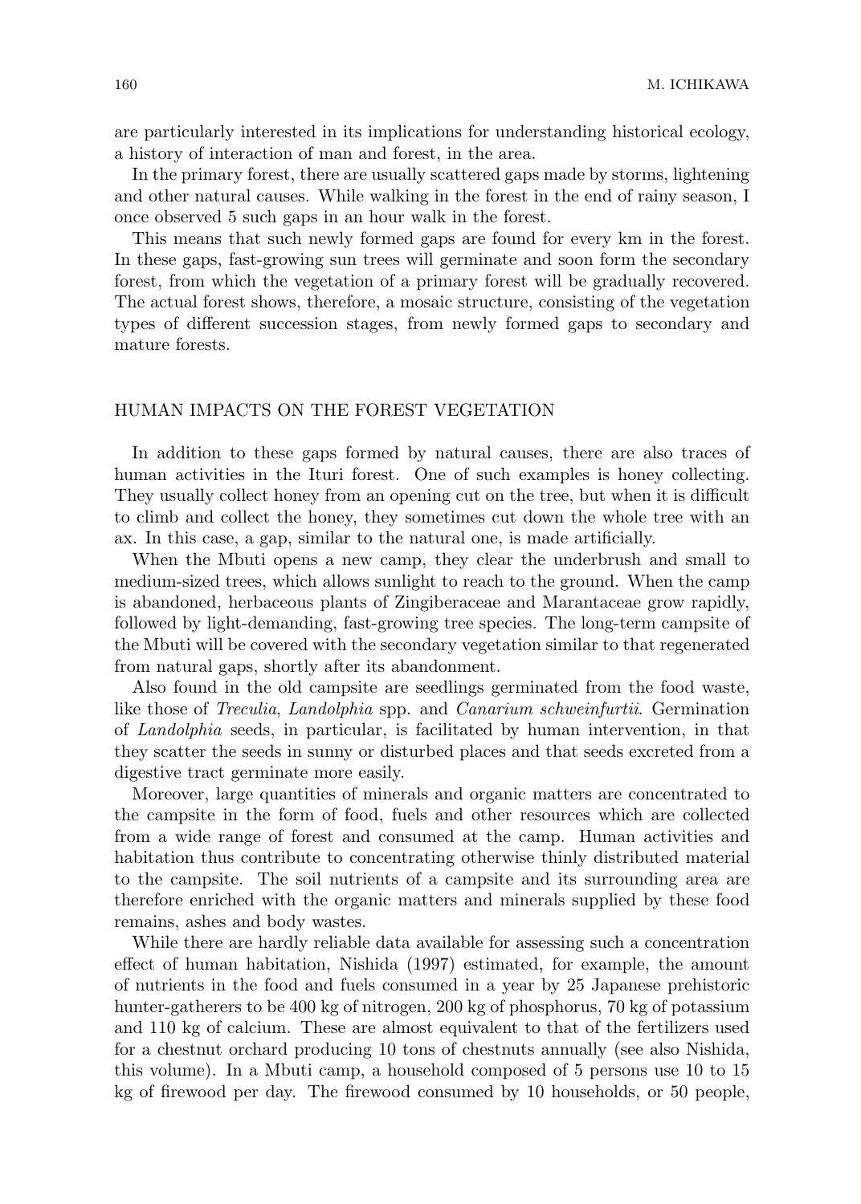are particularly interested in its implications for understanding historical ecology, a history of interaction of man and forest, in the area.

In the primary forest, there are usually scattered gaps made by storms, lightening and other natural causes. While walking in the forest in the end of rainy season, I once observed 5 such gaps in an hour walk in the forest.

This means that such newly formed gaps are found for every km in the forest. In these gaps, fast-growing sun trees will germinate and soon form the secondary forest, from which the vegetation of a primary forest will be gradually recovered. The actual forest shows, therefore, a mosaic structure, consisting of the vegetation types of different succession stages, from newly formed gaps to secondary and mature forests.

## HUMAN IMPACTS ON THE FOREST VEGETATION

In addition to these gaps formed by natural causes, there are also traces of human activities in the Ituri forest. One of such examples is honey collecting. They usually collect honey from an opening cut on the tree, but when it is difficult to climb and collect the honey, they sometimes cut down the whole tree with an ax. In this case, a gap, similar to the natural one, is made artificially.

When the Mbuti opens a new camp, they clear the underbrush and small to medium-sized trees, which allows sunlight to reach to the ground. When the camp is abandoned, herbaceous plants of Zingiberaceae and Marantaceae grow rapidly, followed by light-demanding, fast-growing tree species. The long-term campsite of the Mbuti will be covered with the secondary vegetation similar to that regenerated from natural gaps, shortly after its abandonment.

Also found in the old campsite are seedlings germinated from the food waste, like those of *Treculia*, *Landolphia* spp. and *Canarium schweinfurtii*. Germination of *Landolphia* seeds, in particular, is facilitated by human intervention, in that they scatter the seeds in sunny or disturbed places and that seeds excreted from a digestive tract germinate more easily.

Moreover, large quantities of minerals and organic matters are concentrated to the campsite in the form of food, fuels and other resources which are collected from a wide range of forest and consumed at the camp. Human activities and habitation thus contribute to concentrating otherwise thinly distributed material to the campsite. The soil nutrients of a campsite and its surrounding area are therefore enriched with the organic matters and minerals supplied by these food remains, ashes and body wastes.

While there are hardly reliable data available for assessing such a concentration effect of human habitation, Nishida (1997) estimated, for example, the amount of nutrients in the food and fuels consumed in a year by 25 Japanese prehistoric hunter-gatherers to be 400 kg of nitrogen, 200 kg of phosphorus, 70 kg of potassium and 110 kg of calcium. These are almost equivalent to that of the fertilizers used for a chestnut orchard producing 10 tons of chestnuts annually (see also Nishida, this volume). In a Mbuti camp, a household composed of 5 persons use 10 to 15 kg of firewood per day. The firewood consumed by 10 households, or 50 people,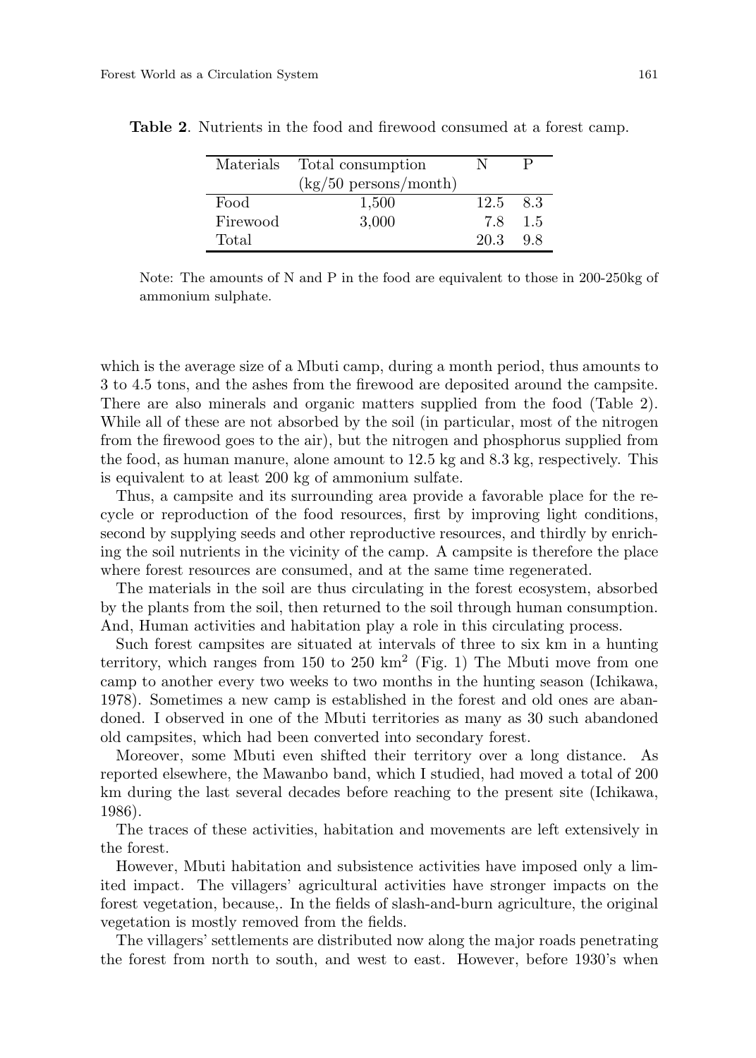**Table 2**. Nutrients in the food and firewood consumed at a forest camp.

| Materials | Total consumption (kg/50 persons/month) | N | P |
|---|---|---|---|
| Food | 1,500 | 12.5 | 8.3 |
| Firewood | 3,000 | 7.8 | 1.5 |
| Total | | 20.3 | 9.8 |

Note: The amounts of N and P in the food are equivalent to those in 200-250kg of ammonium sulphate.

which is the average size of a Mbuti camp, during a month period, thus amounts to 3 to 4.5 tons, and the ashes from the firewood are deposited around the campsite. There are also minerals and organic matters supplied from the food (Table 2). While all of these are not absorbed by the soil (in particular, most of the nitrogen from the firewood goes to the air), but the nitrogen and phosphorus supplied from the food, as human manure, alone amount to 12.5 kg and 8.3 kg, respectively. This is equivalent to at least 200 kg of ammonium sulfate.

Thus, a campsite and its surrounding area provide a favorable place for the recycle or reproduction of the food resources, first by improving light conditions, second by supplying seeds and other reproductive resources, and thirdly by enriching the soil nutrients in the vicinity of the camp. A campsite is therefore the place where forest resources are consumed, and at the same time regenerated.

The materials in the soil are thus circulating in the forest ecosystem, absorbed by the plants from the soil, then returned to the soil through human consumption. And, Human activities and habitation play a role in this circulating process.

Such forest campsites are situated at intervals of three to six km in a hunting territory, which ranges from 150 to 250 km$^2$ (Fig. 1) The Mbuti move from one camp to another every two weeks to two months in the hunting season (Ichikawa, 1978). Sometimes a new camp is established in the forest and old ones are abandoned. I observed in one of the Mbuti territories as many as 30 such abandoned old campsites, which had been converted into secondary forest.

Moreover, some Mbuti even shifted their territory over a long distance. As reported elsewhere, the Mawanbo band, which I studied, had moved a total of 200 km during the last several decades before reaching to the present site (Ichikawa, 1986).

The traces of these activities, habitation and movements are left extensively in the forest.

However, Mbuti habitation and subsistence activities have imposed only a limited impact. The villagers' agricultural activities have stronger impacts on the forest vegetation, because,. In the fields of slash-and-burn agriculture, the original vegetation is mostly removed from the fields.

The villagers' settlements are distributed now along the major roads penetrating the forest from north to south, and west to east. However, before 1930's when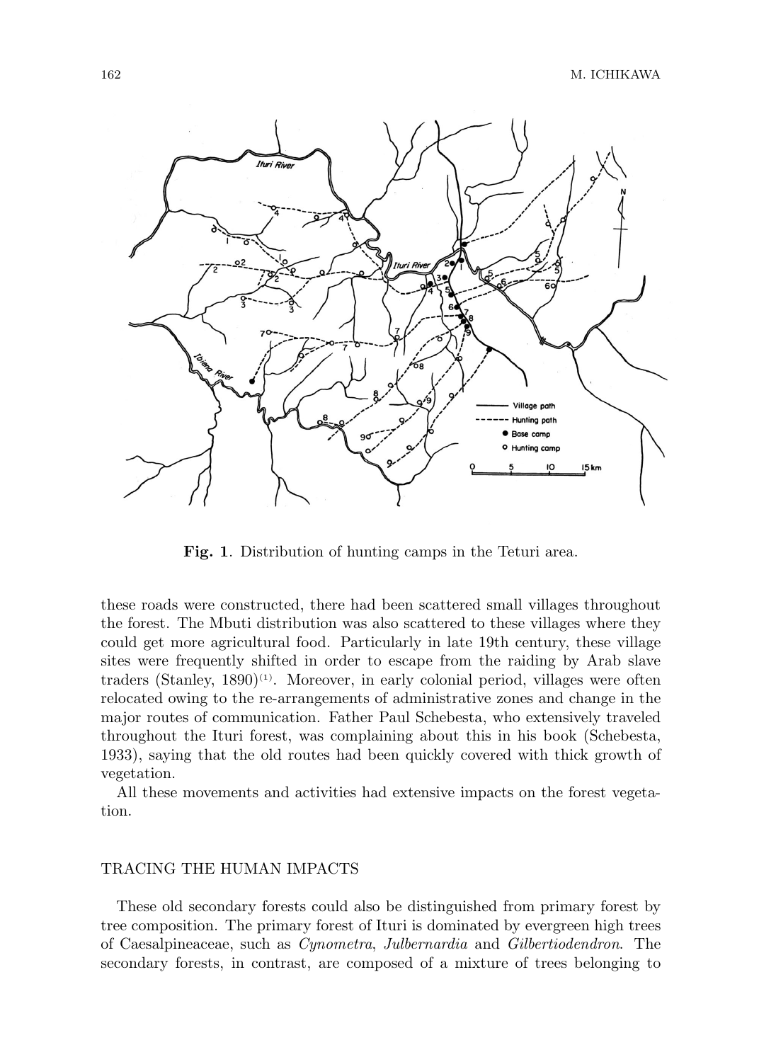**Fig. 1**. Distribution of hunting camps in the Teturi area.

these roads were constructed, there had been scattered small villages throughout the forest. The Mbuti distribution was also scattered to these villages where they could get more agricultural food. Particularly in late 19th century, these village sites were frequently shifted in order to escape from the raiding by Arab slave traders (Stanley, 1890)[(1)]. Moreover, in early colonial period, villages were often relocated owing to the re-arrangements of administrative zones and change in the major routes of communication. Father Paul Schebesta, who extensively traveled throughout the Ituri forest, was complaining about this in his book (Schebesta, 1933), saying that the old routes had been quickly covered with thick growth of vegetation.

All these movements and activities had extensive impacts on the forest vegetation.

## TRACING THE HUMAN IMPACTS

These old secondary forests could also be distinguished from primary forest by tree composition. The primary forest of Ituri is dominated by evergreen high trees of Caesalpineaceae, such as *Cynometra*, *Julbernardia* and *Gilbertiodendron*. The secondary forests, in contrast, are composed of a mixture of trees belonging to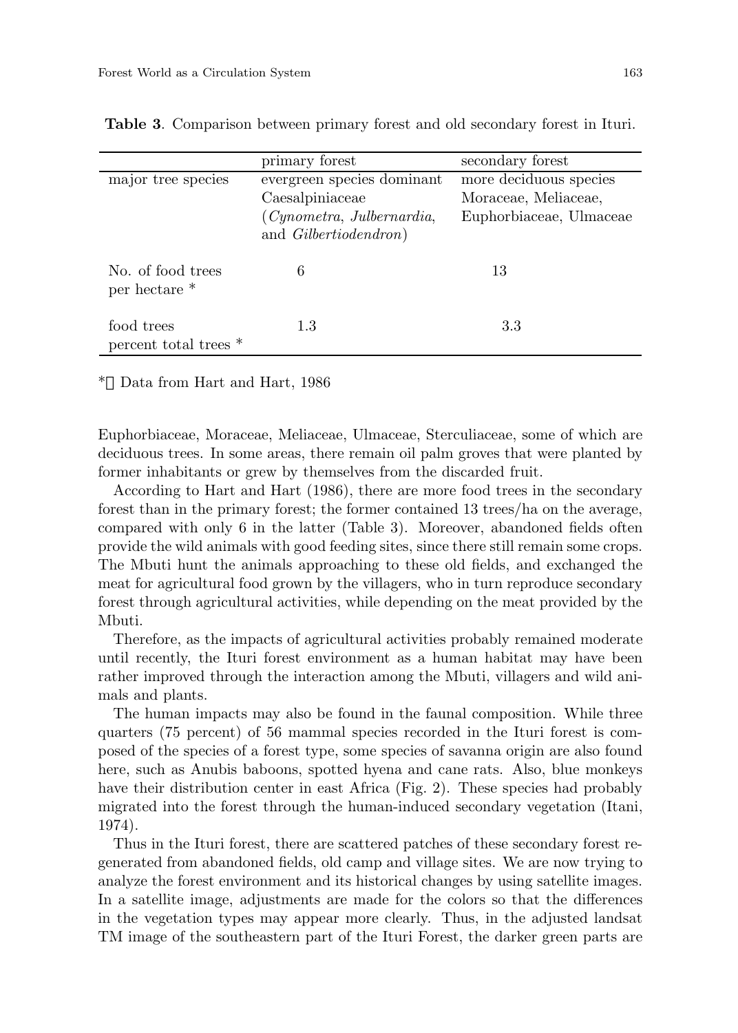**Table 3**. Comparison between primary forest and old secondary forest in Ituri.

| | primary forest | secondary forest |
|---|---|---|
| major tree species | evergreen species dominant Caesalpiniaceae (*Cynometra*, *Julbernardia*, and *Gilbertiodendron*) | more deciduous species Moraceae, Meliaceae, Euphorbiaceae, Ulmaceae |
| No. of food trees per hectare * | 6 | 13 |
| food trees percent total trees * | 1.3 | 3.3 |

* Data from Hart and Hart, 1986

Euphorbiaceae, Moraceae, Meliaceae, Ulmaceae, Sterculiaceae, some of which are deciduous trees. In some areas, there remain oil palm groves that were planted by former inhabitants or grew by themselves from the discarded fruit.

According to Hart and Hart (1986), there are more food trees in the secondary forest than in the primary forest; the former contained 13 trees/ha on the average, compared with only 6 in the latter (Table 3). Moreover, abandoned fields often provide the wild animals with good feeding sites, since there still remain some crops. The Mbuti hunt the animals approaching to these old fields, and exchanged the meat for agricultural food grown by the villagers, who in turn reproduce secondary forest through agricultural activities, while depending on the meat provided by the Mbuti.

Therefore, as the impacts of agricultural activities probably remained moderate until recently, the Ituri forest environment as a human habitat may have been rather improved through the interaction among the Mbuti, villagers and wild animals and plants.

The human impacts may also be found in the faunal composition. While three quarters (75 percent) of 56 mammal species recorded in the Ituri forest is composed of the species of a forest type, some species of savanna origin are also found here, such as Anubis baboons, spotted hyena and cane rats. Also, blue monkeys have their distribution center in east Africa (Fig. 2). These species had probably migrated into the forest through the human-induced secondary vegetation (Itani, 1974).

Thus in the Ituri forest, there are scattered patches of these secondary forest regenerated from abandoned fields, old camp and village sites. We are now trying to analyze the forest environment and its historical changes by using satellite images. In a satellite image, adjustments are made for the colors so that the differences in the vegetation types may appear more clearly. Thus, in the adjusted landsat TM image of the southeastern part of the Ituri Forest, the darker green parts are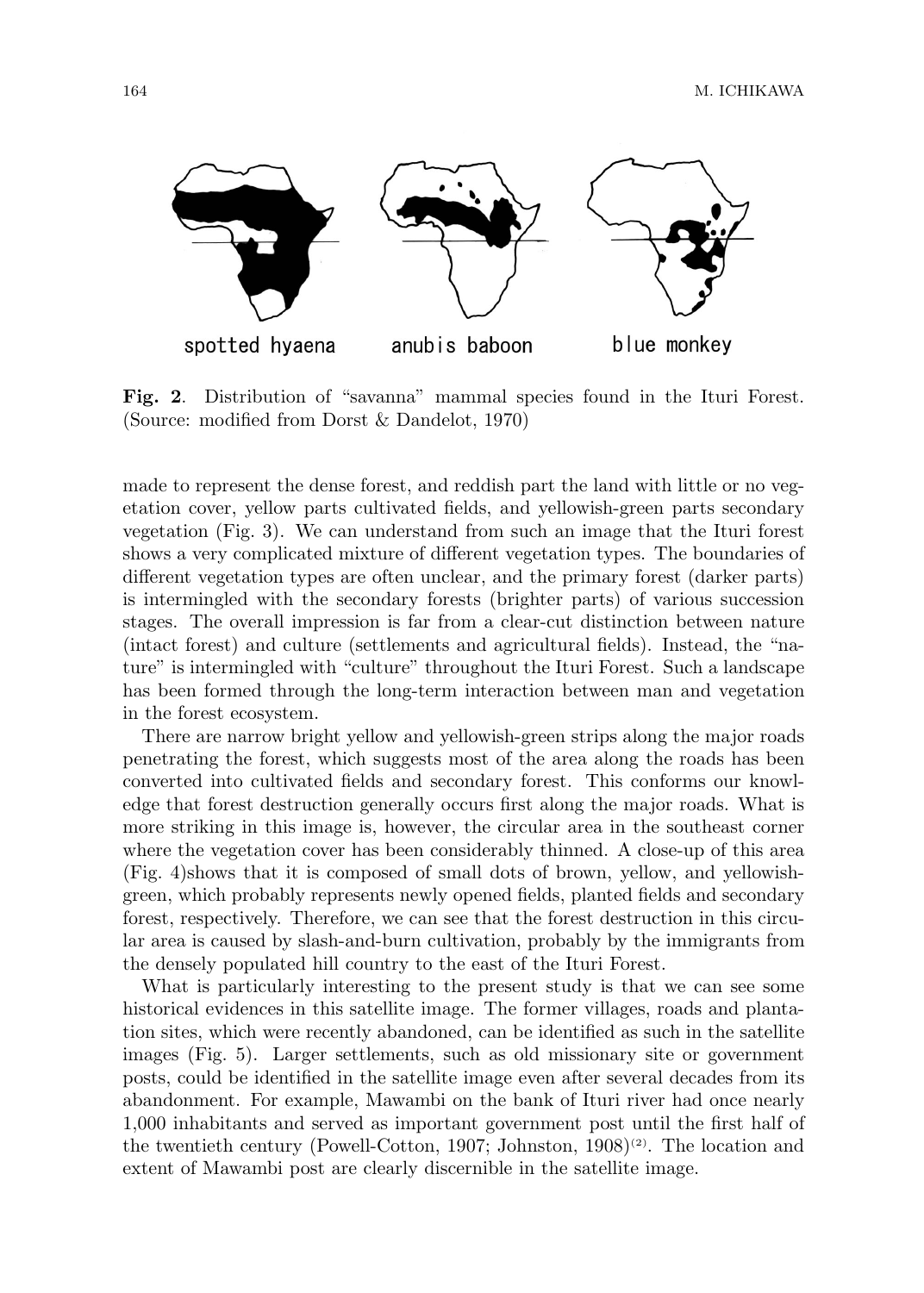spotted hyaena anubis baboon blue monkey

**Fig. 2**. Distribution of "savanna" mammal species found in the Ituri Forest. (Source: modified from Dorst & Dandelot, 1970)

made to represent the dense forest, and reddish part the land with little or no vegetation cover, yellow parts cultivated fields, and yellowish-green parts secondary vegetation (Fig. 3). We can understand from such an image that the Ituri forest shows a very complicated mixture of different vegetation types. The boundaries of different vegetation types are often unclear, and the primary forest (darker parts) is intermingled with the secondary forests (brighter parts) of various succession stages. The overall impression is far from a clear-cut distinction between nature (intact forest) and culture (settlements and agricultural fields). Instead, the "nature" is intermingled with "culture" throughout the Ituri Forest. Such a landscape has been formed through the long-term interaction between man and vegetation in the forest ecosystem.

There are narrow bright yellow and yellowish-green strips along the major roads penetrating the forest, which suggests most of the area along the roads has been converted into cultivated fields and secondary forest. This conforms our knowledge that forest destruction generally occurs first along the major roads. What is more striking in this image is, however, the circular area in the southeast corner where the vegetation cover has been considerably thinned. A close-up of this area (Fig. 4)shows that it is composed of small dots of brown, yellow, and yellowish-green, which probably represents newly opened fields, planted fields and secondary forest, respectively. Therefore, we can see that the forest destruction in this circular area is caused by slash-and-burn cultivation, probably by the immigrants from the densely populated hill country to the east of the Ituri Forest.

What is particularly interesting to the present study is that we can see some historical evidences in this satellite image. The former villages, roads and plantation sites, which were recently abandoned, can be identified as such in the satellite images (Fig. 5). Larger settlements, such as old missionary site or government posts, could be identified in the satellite image even after several decades from its abandonment. For example, Mawambi on the bank of Ituri river had once nearly 1,000 inhabitants and served as important government post until the first half of the twentieth century (Powell-Cotton, 1907; Johnston, 1908)[(2)]. The location and extent of Mawambi post are clearly discernible in the satellite image.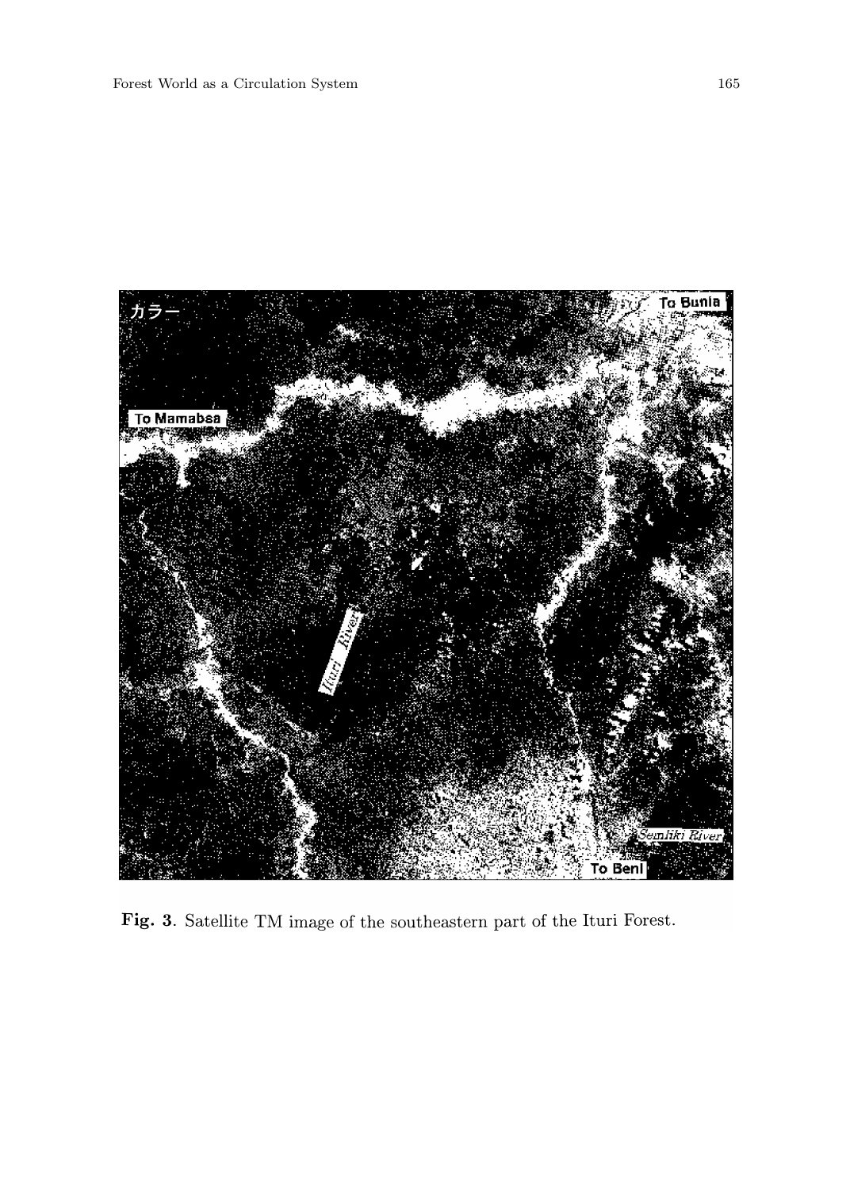**Fig. 3**. Satellite TM image of the southeastern part of the Ituri Forest.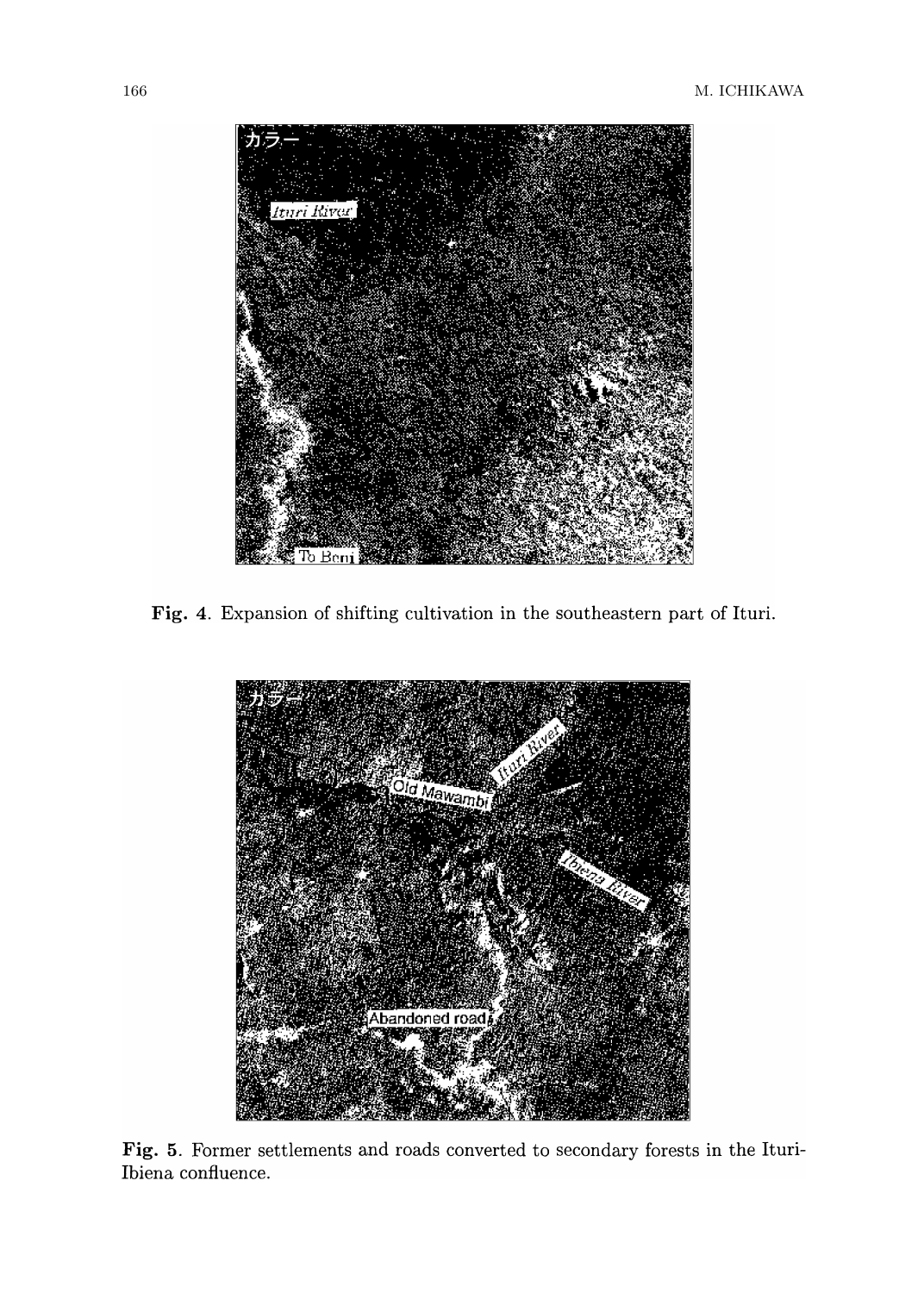Fig. 4. Expansion of shifting cultivation in the southeastern part of Ituri.

Fig. 5. Former settlements and roads converted to secondary forests in the Ituri-Ibiena confluence.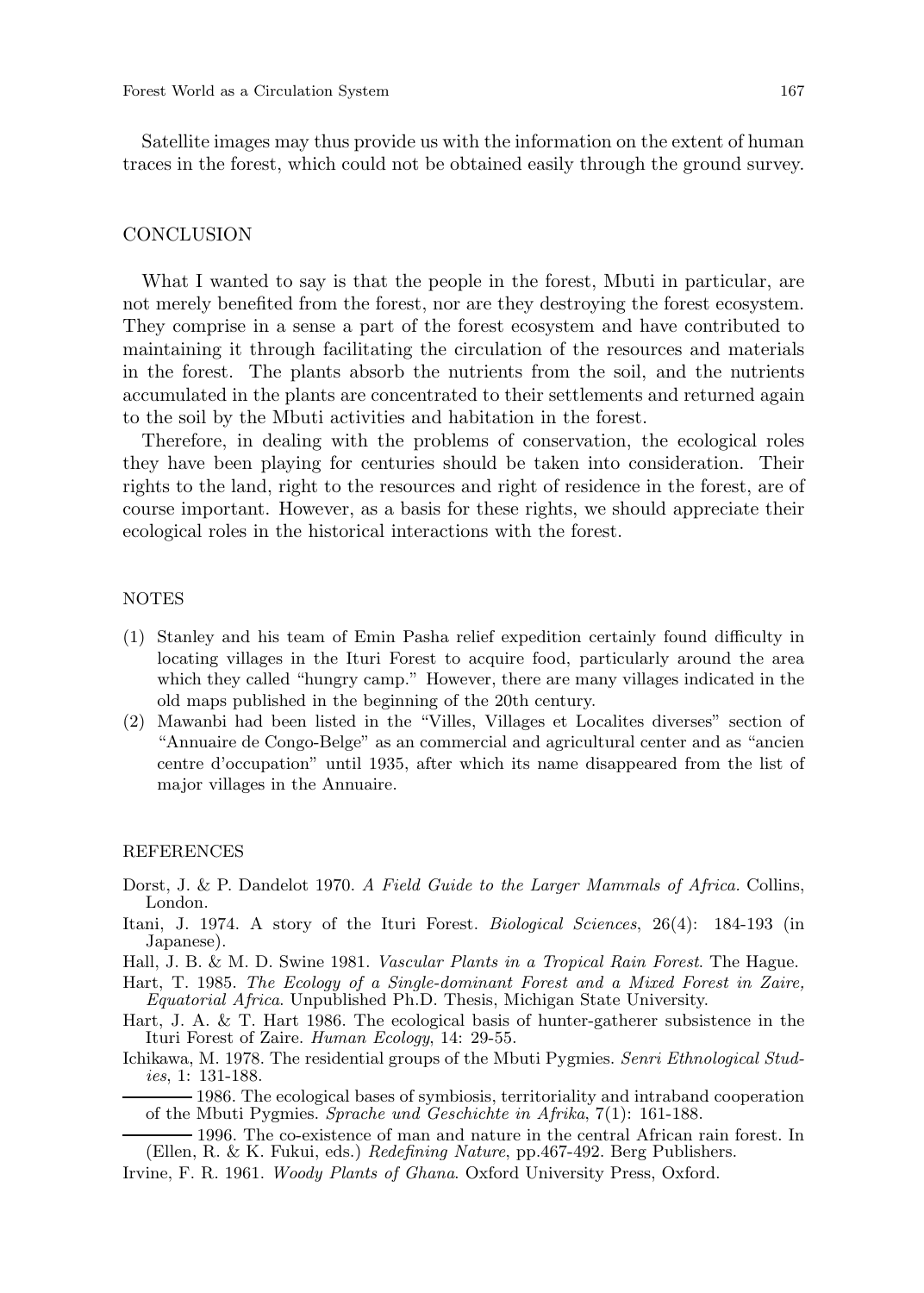Satellite images may thus provide us with the information on the extent of human traces in the forest, which could not be obtained easily through the ground survey.

## CONCLUSION

What I wanted to say is that the people in the forest, Mbuti in particular, are not merely benefited from the forest, nor are they destroying the forest ecosystem. They comprise in a sense a part of the forest ecosystem and have contributed to maintaining it through facilitating the circulation of the resources and materials in the forest. The plants absorb the nutrients from the soil, and the nutrients accumulated in the plants are concentrated to their settlements and returned again to the soil by the Mbuti activities and habitation in the forest.

Therefore, in dealing with the problems of conservation, the ecological roles they have been playing for centuries should be taken into consideration. Their rights to the land, right to the resources and right of residence in the forest, are of course important. However, as a basis for these rights, we should appreciate their ecological roles in the historical interactions with the forest.

## NOTES

(1) Stanley and his team of Emin Pasha relief expedition certainly found difficulty in locating villages in the Ituri Forest to acquire food, particularly around the area which they called "hungry camp." However, there are many villages indicated in the old maps published in the beginning of the 20th century.

(2) Mawanbi had been listed in the "Villes, Villages et Localites diverses" section of "Annuaire de Congo-Belge" as an commercial and agricultural center and as "ancien centre d'occupation" until 1935, after which its name disappeared from the list of major villages in the Annuaire.

## REFERENCES

Dorst, J. & P. Dandelot 1970. *A Field Guide to the Larger Mammals of Africa.* Collins, London.

Itani, J. 1974. A story of the Ituri Forest. *Biological Sciences*, 26(4): 184-193 (in Japanese).

Hall, J. B. & M. D. Swine 1981. *Vascular Plants in a Tropical Rain Forest*. The Hague.

Hart, T. 1985. *The Ecology of a Single-dominant Forest and a Mixed Forest in Zaire, Equatorial Africa*. Unpublished Ph.D. Thesis, Michigan State University.

Hart, J. A. & T. Hart 1986. The ecological basis of hunter-gatherer subsistence in the Ituri Forest of Zaire. *Human Ecology*, 14: 29-55.

Ichikawa, M. 1978. The residential groups of the Mbuti Pygmies. *Senri Ethnological Studies*, 1: 131-188.

——— 1986. The ecological bases of symbiosis, territoriality and intraband cooperation of the Mbuti Pygmies. *Sprache und Geschichte in Afrika*, 7(1): 161-188.

——— 1996. The co-existence of man and nature in the central African rain forest. In (Ellen, R. & K. Fukui, eds.) *Redefining Nature*, pp.467-492. Berg Publishers.

Irvine, F. R. 1961. *Woody Plants of Ghana*. Oxford University Press, Oxford.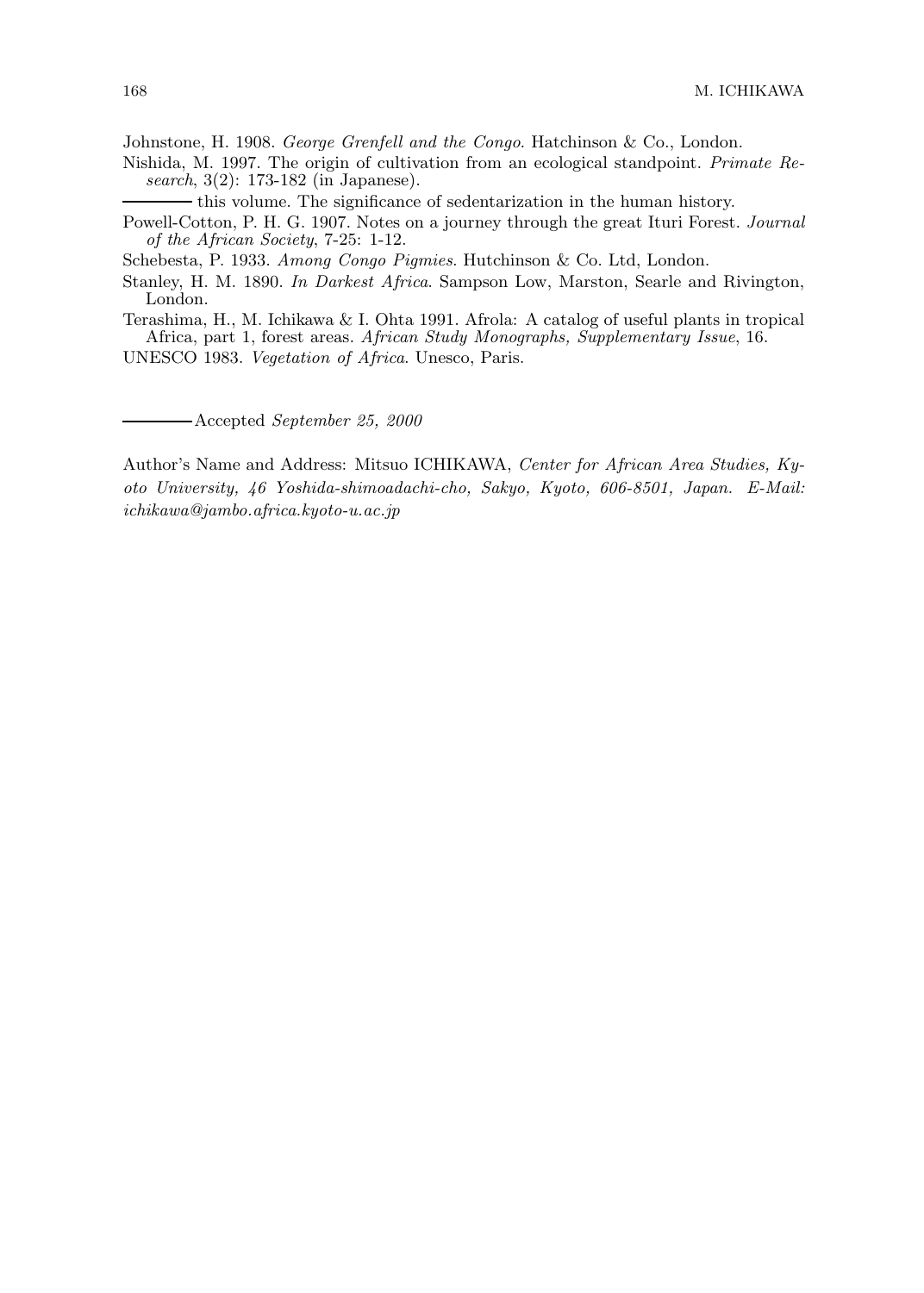Johnstone, H. 1908. *George Grenfell and the Congo*. Hatchinson & Co., London.

Nishida, M. 1997. The origin of cultivation from an ecological standpoint. *Primate Research*, 3(2): 173-182 (in Japanese).

——— this volume. The significance of sedentarization in the human history.

Powell-Cotton, P. H. G. 1907. Notes on a journey through the great Ituri Forest. *Journal of the African Society*, 7-25: 1-12.

Schebesta, P. 1933. *Among Congo Pigmies*. Hutchinson & Co. Ltd, London.

Stanley, H. M. 1890. *In Darkest Africa*. Sampson Low, Marston, Searle and Rivington, London.

Terashima, H., M. Ichikawa & I. Ohta 1991. Afrola: A catalog of useful plants in tropical Africa, part 1, forest areas. *African Study Monographs, Supplementary Issue*, 16.

UNESCO 1983. *Vegetation of Africa*. Unesco, Paris.

———Accepted *September 25, 2000*

Author's Name and Address: Mitsuo ICHIKAWA, *Center for African Area Studies, Kyoto University, 46 Yoshida-shimoadachi-cho, Sakyo, Kyoto, 606-8501, Japan. E-Mail: ichikawa@jambo.africa.kyoto-u.ac.jp*